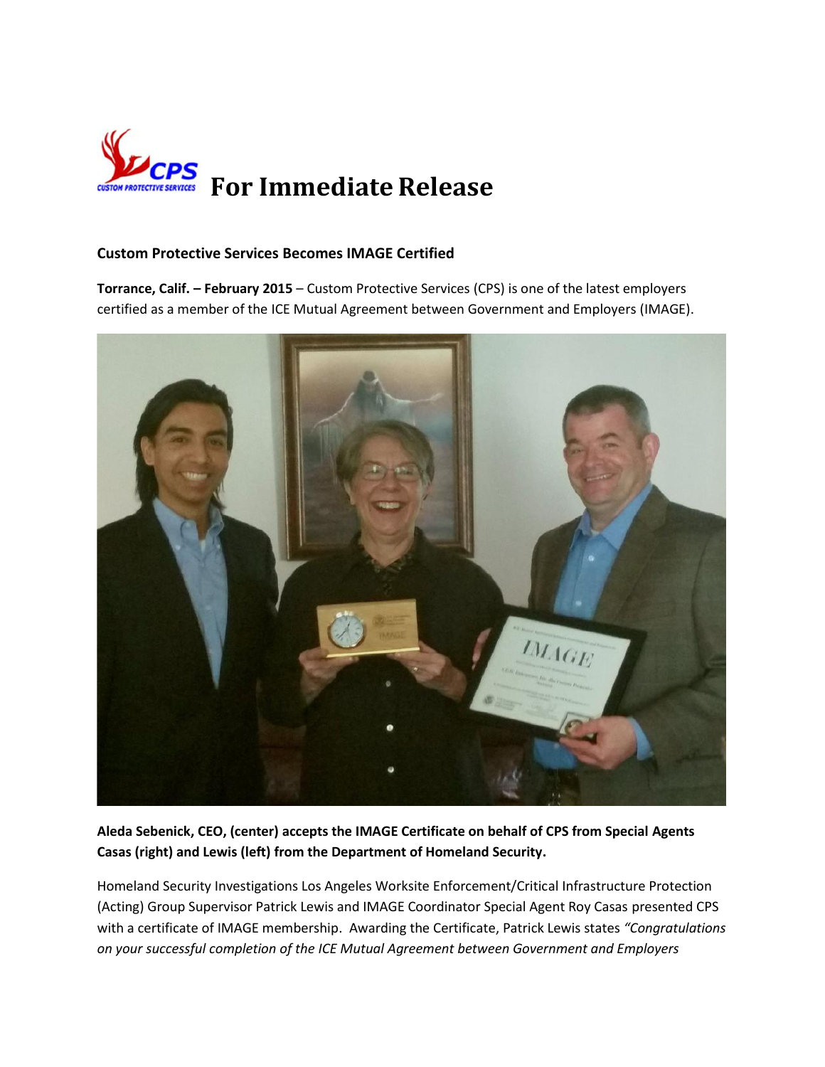# For Immediate Release

**Custom Protective Services Becomes IMAGE Certified**

**Torrance, Calif. – February 2015** – Custom Protective Services (CPS) is one of the latest employers certified as a member of the ICE Mutual Agreement between Government and Employers (IMAGE).

**Aleda Sebenick, CEO, (center) accepts the IMAGE Certificate on behalf of CPS from Special Agents Casas (right) and Lewis (left) from the Department of Homeland Security.**

Homeland Security Investigations Los Angeles Worksite Enforcement/Critical Infrastructure Protection (Acting) Group Supervisor Patrick Lewis and IMAGE Coordinator Special Agent Roy Casas presented CPS with a certificate of IMAGE membership. Awarding the Certificate, Patrick Lewis states *"Congratulations on your successful completion of the ICE Mutual Agreement between Government and Employers*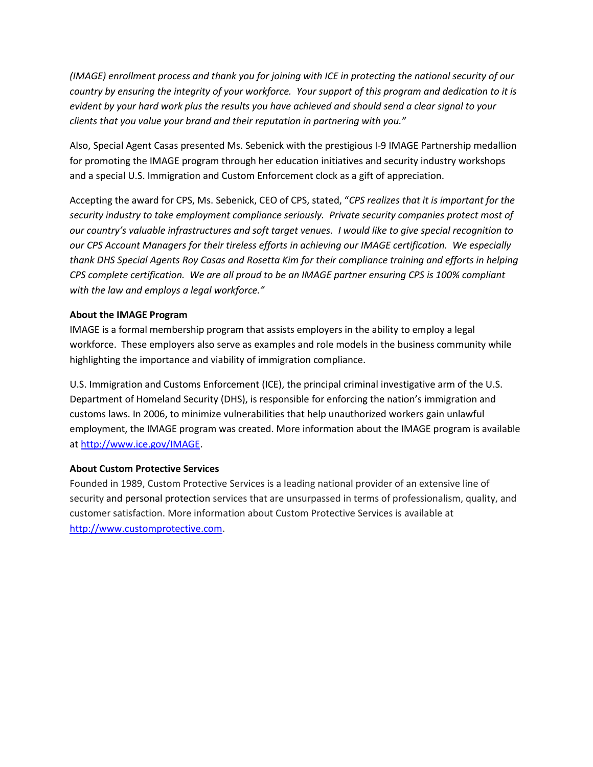*(IMAGE) enrollment process and thank you for joining with ICE in protecting the national security of our country by ensuring the integrity of your workforce. Your support of this program and dedication to it is evident by your hard work plus the results you have achieved and should send a clear signal to your clients that you value your brand and their reputation in partnering with you."*

Also, Special Agent Casas presented Ms. Sebenick with the prestigious I-9 IMAGE Partnership medallion for promoting the IMAGE program through her education initiatives and security industry workshops and a special U.S. Immigration and Custom Enforcement clock as a gift of appreciation.

Accepting the award for CPS, Ms. Sebenick, CEO of CPS, stated, "*CPS realizes that it is important for the security industry to take employment compliance seriously. Private security companies protect most of our country's valuable infrastructures and soft target venues. I would like to give special recognition to our CPS Account Managers for their tireless efforts in achieving our IMAGE certification. We especially thank DHS Special Agents Roy Casas and Rosetta Kim for their compliance training and efforts in helping CPS complete certification. We are all proud to be an IMAGE partner ensuring CPS is 100% compliant with the law and employs a legal workforce."*

**About the IMAGE Program**

IMAGE is a formal membership program that assists employers in the ability to employ a legal workforce. These employers also serve as examples and role models in the business community while highlighting the importance and viability of immigration compliance.

U.S. Immigration and Customs Enforcement (ICE), the principal criminal investigative arm of the U.S. Department of Homeland Security (DHS), is responsible for enforcing the nation's immigration and customs laws. In 2006, to minimize vulnerabilities that help unauthorized workers gain unlawful employment, the IMAGE program was created. More information about the IMAGE program is available at http://www.ice.gov/IMAGE.

**About Custom Protective Services**

Founded in 1989, Custom Protective Services is a leading national provider of an extensive line of security and personal protection services that are unsurpassed in terms of professionalism, quality, and customer satisfaction. More information about Custom Protective Services is available at http://www.customprotective.com.